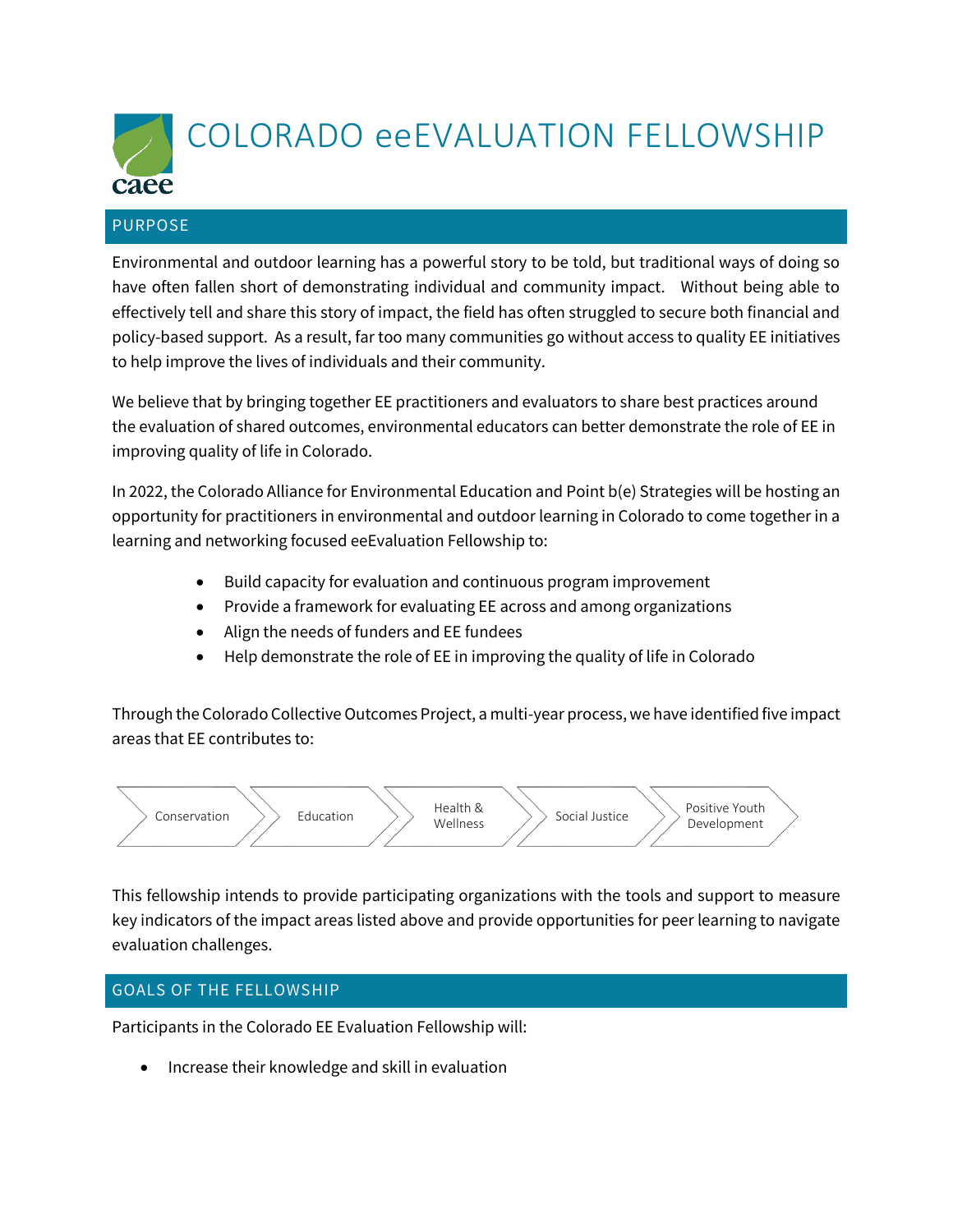# COLORADO eeEVALUATION FELLOWSHIP

## PURPOSE

Environmental and outdoor learning has a powerful story to be told, but traditional ways of doing so have often fallen short of demonstrating individual and community impact. Without being able to effectively tell and share this story of impact, the field has often struggled to secure both financial and policy-based support. As a result, far too many communities go without access to quality EE initiatives to help improve the lives of individuals and their community.

We believe that by bringing together EE practitioners and evaluators to share best practices around the evaluation of shared outcomes, environmental educators can better demonstrate the role of EE in improving quality of life in Colorado.

In 2022, the Colorado Alliance for Environmental Education and Point b(e) Strategies will be hosting an opportunity for practitioners in environmental and outdoor learning in Colorado to come together in a learning and networking focused eeEvaluation Fellowship to:

- Build capacity for evaluation and continuous program improvement
- Provide a framework for evaluating EE across and among organizations
- Align the needs of funders and EE fundees
- Help demonstrate the role of EE in improving the quality of life in Colorado

Through the Colorado Collective Outcomes Project, a multi-year process, we have identified five impact areas that EE contributes to:

Conservation → Education → Health & Wellness → Social Justice → Positive Youth Development

This fellowship intends to provide participating organizations with the tools and support to measure key indicators of the impact areas listed above and provide opportunities for peer learning to navigate evaluation challenges.

## GOALS OF THE FELLOWSHIP

Participants in the Colorado EE Evaluation Fellowship will:

- Increase their knowledge and skill in evaluation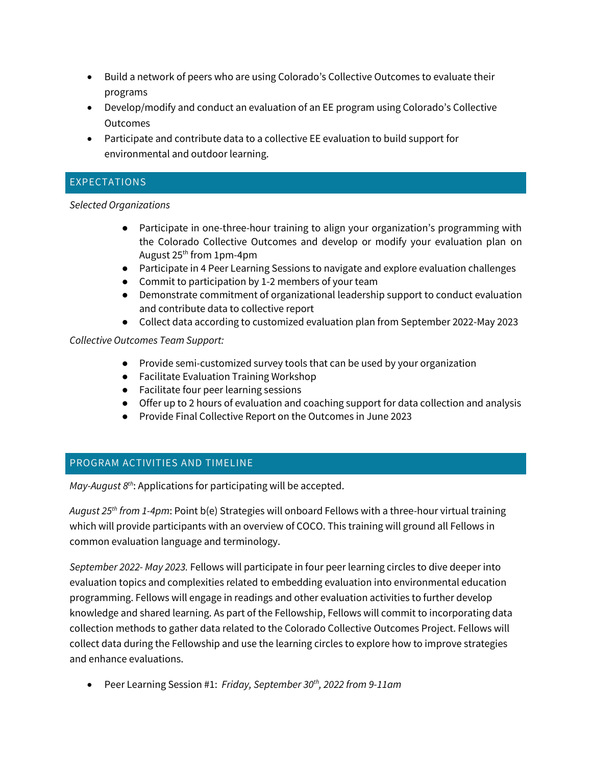- Build a network of peers who are using Colorado's Collective Outcomes to evaluate their programs
- Develop/modify and conduct an evaluation of an EE program using Colorado's Collective Outcomes
- Participate and contribute data to a collective EE evaluation to build support for environmental and outdoor learning.

## EXPECTATIONS

*Selected Organizations*

- Participate in one-three-hour training to align your organization's programming with the Colorado Collective Outcomes and develop or modify your evaluation plan on August 25th from 1pm-4pm
- Participate in 4 Peer Learning Sessions to navigate and explore evaluation challenges
- Commit to participation by 1-2 members of your team
- Demonstrate commitment of organizational leadership support to conduct evaluation and contribute data to collective report
- Collect data according to customized evaluation plan from September 2022-May 2023

*Collective Outcomes Team Support:*

- Provide semi-customized survey tools that can be used by your organization
- Facilitate Evaluation Training Workshop
- Facilitate four peer learning sessions
- Offer up to 2 hours of evaluation and coaching support for data collection and analysis
- Provide Final Collective Report on the Outcomes in June 2023

## PROGRAM ACTIVITIES AND TIMELINE

*May-August 8th*: Applications for participating will be accepted.

*August 25th from 1-4pm*: Point b(e) Strategies will onboard Fellows with a three-hour virtual training which will provide participants with an overview of COCO. This training will ground all Fellows in common evaluation language and terminology.

*September 2022- May 2023.* Fellows will participate in four peer learning circles to dive deeper into evaluation topics and complexities related to embedding evaluation into environmental education programming. Fellows will engage in readings and other evaluation activities to further develop knowledge and shared learning. As part of the Fellowship, Fellows will commit to incorporating data collection methods to gather data related to the Colorado Collective Outcomes Project. Fellows will collect data during the Fellowship and use the learning circles to explore how to improve strategies and enhance evaluations.

- Peer Learning Session #1: *Friday, September 30th, 2022 from 9-11am*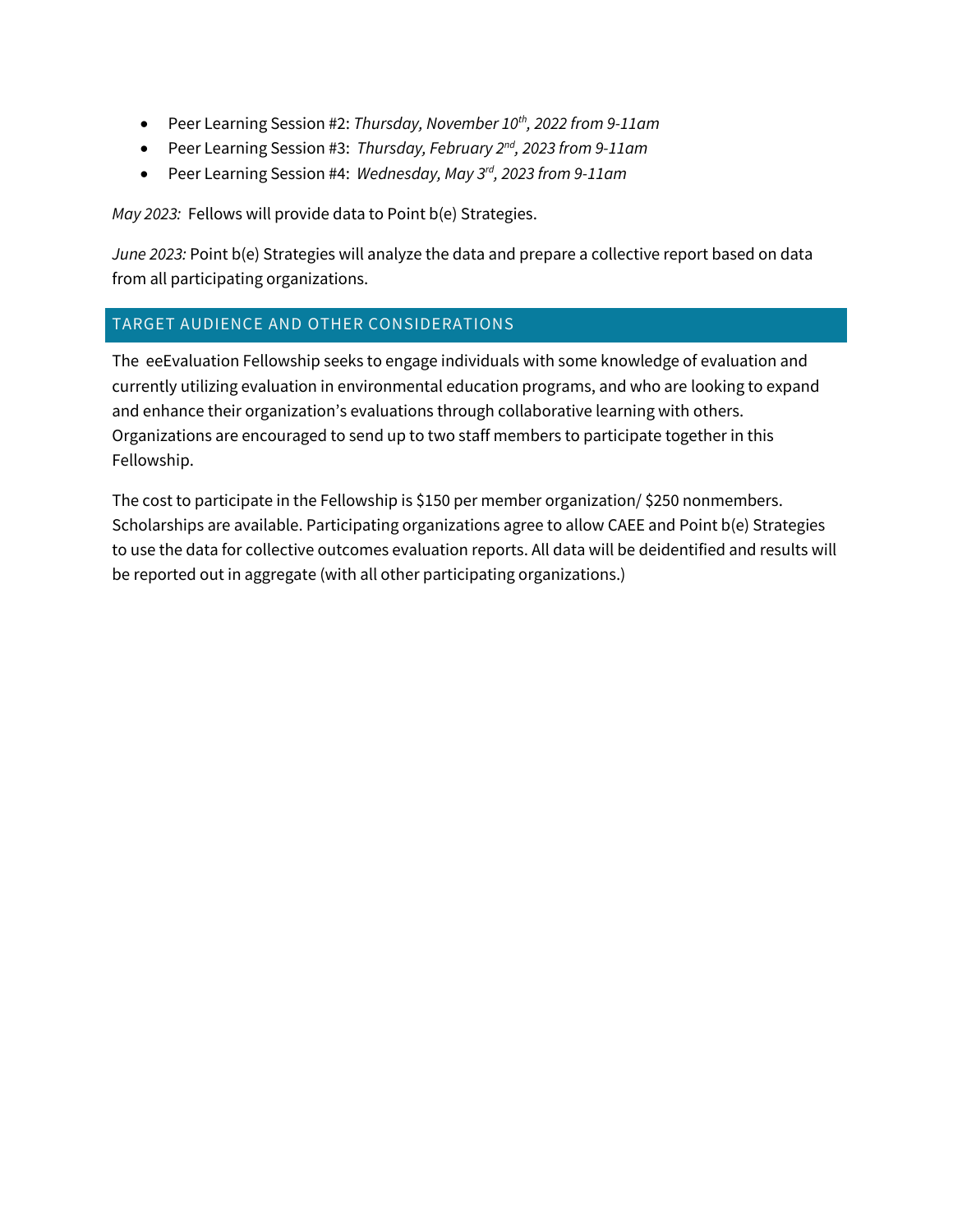- Peer Learning Session #2: *Thursday, November 10th, 2022 from 9-11am*
- Peer Learning Session #3: *Thursday, February 2nd, 2023 from 9-11am*
- Peer Learning Session #4: *Wednesday, May 3rd, 2023 from 9-11am*

*May 2023:* Fellows will provide data to Point b(e) Strategies.

*June 2023:* Point b(e) Strategies will analyze the data and prepare a collective report based on data from all participating organizations.

## TARGET AUDIENCE AND OTHER CONSIDERATIONS

The eeEvaluation Fellowship seeks to engage individuals with some knowledge of evaluation and currently utilizing evaluation in environmental education programs, and who are looking to expand and enhance their organization's evaluations through collaborative learning with others. Organizations are encouraged to send up to two staff members to participate together in this Fellowship.

The cost to participate in the Fellowship is $150 per member organization/ $250 nonmembers. Scholarships are available. Participating organizations agree to allow CAEE and Point b(e) Strategies to use the data for collective outcomes evaluation reports. All data will be deidentified and results will be reported out in aggregate (with all other participating organizations.)